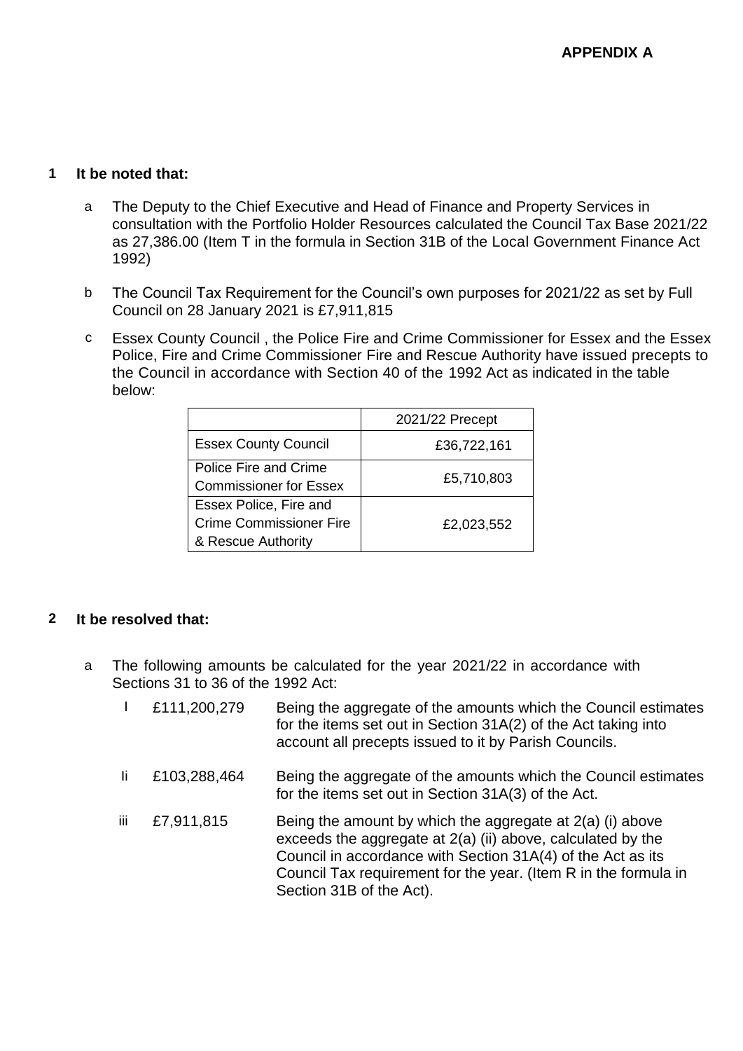**APPENDIX A**

**1 It be noted that:**

a The Deputy to the Chief Executive and Head of Finance and Property Services in consultation with the Portfolio Holder Resources calculated the Council Tax Base 2021/22 as 27,386.00 (Item T in the formula in Section 31B of the Local Government Finance Act 1992)

b The Council Tax Requirement for the Council's own purposes for 2021/22 as set by Full Council on 28 January 2021 is £7,911,815

c Essex County Council , the Police Fire and Crime Commissioner for Essex and the Essex Police, Fire and Crime Commissioner Fire and Rescue Authority have issued precepts to the Council in accordance with Section 40 of the 1992 Act as indicated in the table below:

| | 2021/22 Precept |
|---|---|
| Essex County Council | £36,722,161 |
| Police Fire and Crime Commissioner for Essex | £5,710,803 |
| Essex Police, Fire and Crime Commissioner Fire & Rescue Authority | £2,023,552 |

**2 It be resolved that:**

a The following amounts be calculated for the year 2021/22 in accordance with Sections 31 to 36 of the 1992 Act:

| | | |
|---|---|---|
| I | £111,200,279 | Being the aggregate of the amounts which the Council estimates for the items set out in Section 31A(2) of the Act taking into account all precepts issued to it by Parish Councils. |
| Ii | £103,288,464 | Being the aggregate of the amounts which the Council estimates for the items set out in Section 31A(3) of the Act. |
| iii | £7,911,815 | Being the amount by which the aggregate at 2(a) (i) above exceeds the aggregate at 2(a) (ii) above, calculated by the Council in accordance with Section 31A(4) of the Act as its Council Tax requirement for the year. (Item R in the formula in Section 31B of the Act). |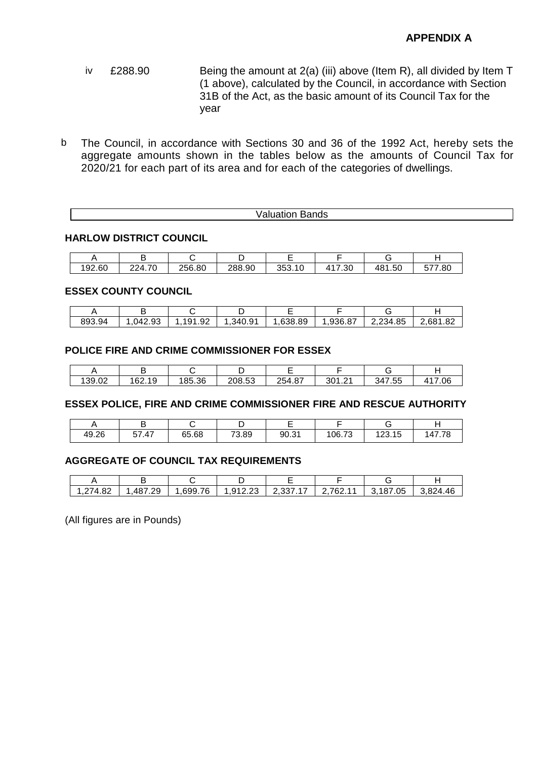**APPENDIX A**

iv £288.90 Being the amount at 2(a) (iii) above (Item R), all divided by Item T (1 above), calculated by the Council, in accordance with Section 31B of the Act, as the basic amount of its Council Tax for the year

b The Council, in accordance with Sections 30 and 36 of the 1992 Act, hereby sets the aggregate amounts shown in the tables below as the amounts of Council Tax for 2020/21 for each part of its area and for each of the categories of dwellings.

Valuation Bands

**HARLOW DISTRICT COUNCIL**

| A | B | C | D | E | F | G | H |
|---|---|---|---|---|---|---|---|
| 192.60 | 224.70 | 256.80 | 288.90 | 353.10 | 417.30 | 481.50 | 577.80 |

**ESSEX COUNTY COUNCIL**

| A | B | C | D | E | F | G | H |
|---|---|---|---|---|---|---|---|
| 893.94 | 1,042.93 | 1,191.92 | 1,340.91 | 1,638.89 | 1,936.87 | 2,234.85 | 2,681.82 |

**POLICE FIRE AND CRIME COMMISSIONER FOR ESSEX**

| A | B | C | D | E | F | G | H |
|---|---|---|---|---|---|---|---|
| 139.02 | 162.19 | 185.36 | 208.53 | 254.87 | 301.21 | 347.55 | 417.06 |

**ESSEX POLICE, FIRE AND CRIME COMMISSIONER FIRE AND RESCUE AUTHORITY**

| A | B | C | D | E | F | G | H |
|---|---|---|---|---|---|---|---|
| 49.26 | 57.47 | 65.68 | 73.89 | 90.31 | 106.73 | 123.15 | 147.78 |

**AGGREGATE OF COUNCIL TAX REQUIREMENTS**

| A | B | C | D | E | F | G | H |
|---|---|---|---|---|---|---|---|
| 1,274.82 | 1,487.29 | 1,699.76 | 1,912.23 | 2,337.17 | 2,762.11 | 3,187.05 | 3,824.46 |

(All figures are in Pounds)